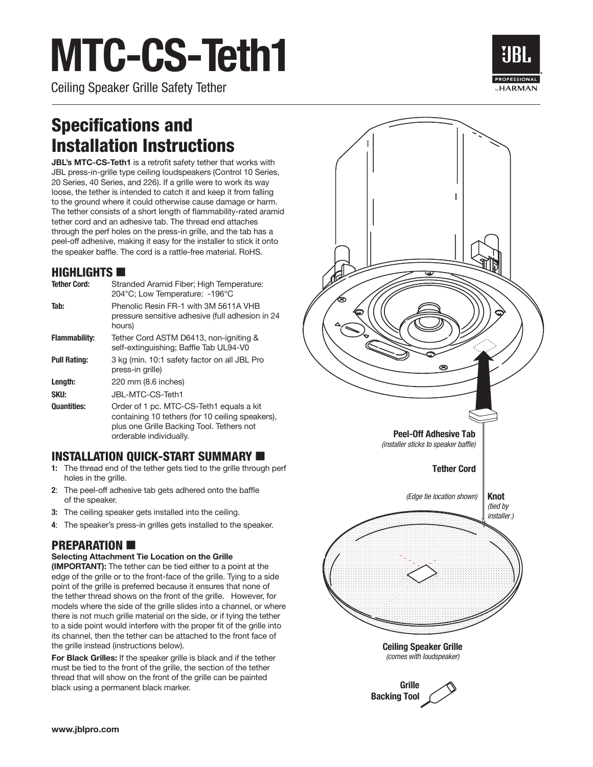# MTC-CS-Teth1

Ceiling Speaker Grille Safety Tether

## Specifications and Installation Instructions

**JBL's MTC-CS-Teth1** is a retrofit safety tether that works with JBL press-in-grille type ceiling loudspeakers (Control 10 Series, 20 Series, 40 Series, and 226). If a grille were to work its way loose, the tether is intended to catch it and keep it from falling to the ground where it could otherwise cause damage or harm. The tether consists of a short length of flammability-rated aramid tether cord and an adhesive tab. The thread end attaches through the perf holes on the press-in grille, and the tab has a peel-off adhesive, making it easy for the installer to stick it onto the speaker baffle. The cord is a rattle-free material. RoHS.

### HIGHLIGHTS ■

| | |
|---|---|
| **Tether Cord:** | Stranded Aramid Fiber; High Temperature: 204°C; Low Temperature: -196°C |
| **Tab:** | Phenolic Resin FR-1 with 3M 5611A VHB pressure sensitive adhesive (full adhesion in 24 hours) |
| **Flammability:** | Tether Cord ASTM D6413, non-igniting & self-extinguishing; Baffle Tab UL94-V0 |
| **Pull Rating:** | 3 kg (min. 10:1 safety factor on all JBL Pro press-in grille) |
| **Length:** | 220 mm (8.6 inches) |
| **SKU:** | JBL-MTC-CS-Teth1 |
| **Quantities:** | Order of 1 pc. MTC-CS-Teth1 equals a kit containing 10 tethers (for 10 ceiling speakers), plus one Grille Backing Tool. Tethers not orderable individually. |

### INSTALLATION QUICK-START SUMMARY ■

**1:** The thread end of the tether gets tied to the grille through perf holes in the grille.

**2**: The peel-off adhesive tab gets adhered onto the baffle of the speaker.

**3:** The ceiling speaker gets installed into the ceiling.

**4**: The speaker's press-in grilles gets installed to the speaker.

### PREPARATION ■

**Selecting Attachment Tie Location on the Grille**

**(IMPORTANT):** The tether can be tied either to a point at the edge of the grille or to the front-face of the grille. Tying to a side point of the grille is preferred because it ensures that none of the tether thread shows on the front of the grille. However, for models where the side of the grille slides into a channel, or where there is not much grille material on the side, or if tying the tether to a side point would interfere with the proper fit of the grille into its channel, then the tether can be attached to the front face of the grille instead (instructions below).

**For Black Grilles:** If the speaker grille is black and if the tether must be tied to the front of the grille, the section of the tether thread that will show on the front of the grille can be painted black using a permanent black marker.

**Peel-Off Adhesive Tab**
*(installer sticks to speaker baffle)*

**Tether Cord**

*(Edge tie location shown)* **Knot** *(tied by installer.)*

**Ceiling Speaker Grille**
*(comes with loudspeaker)*

**Grille Backing Tool**

**www.jblpro.com**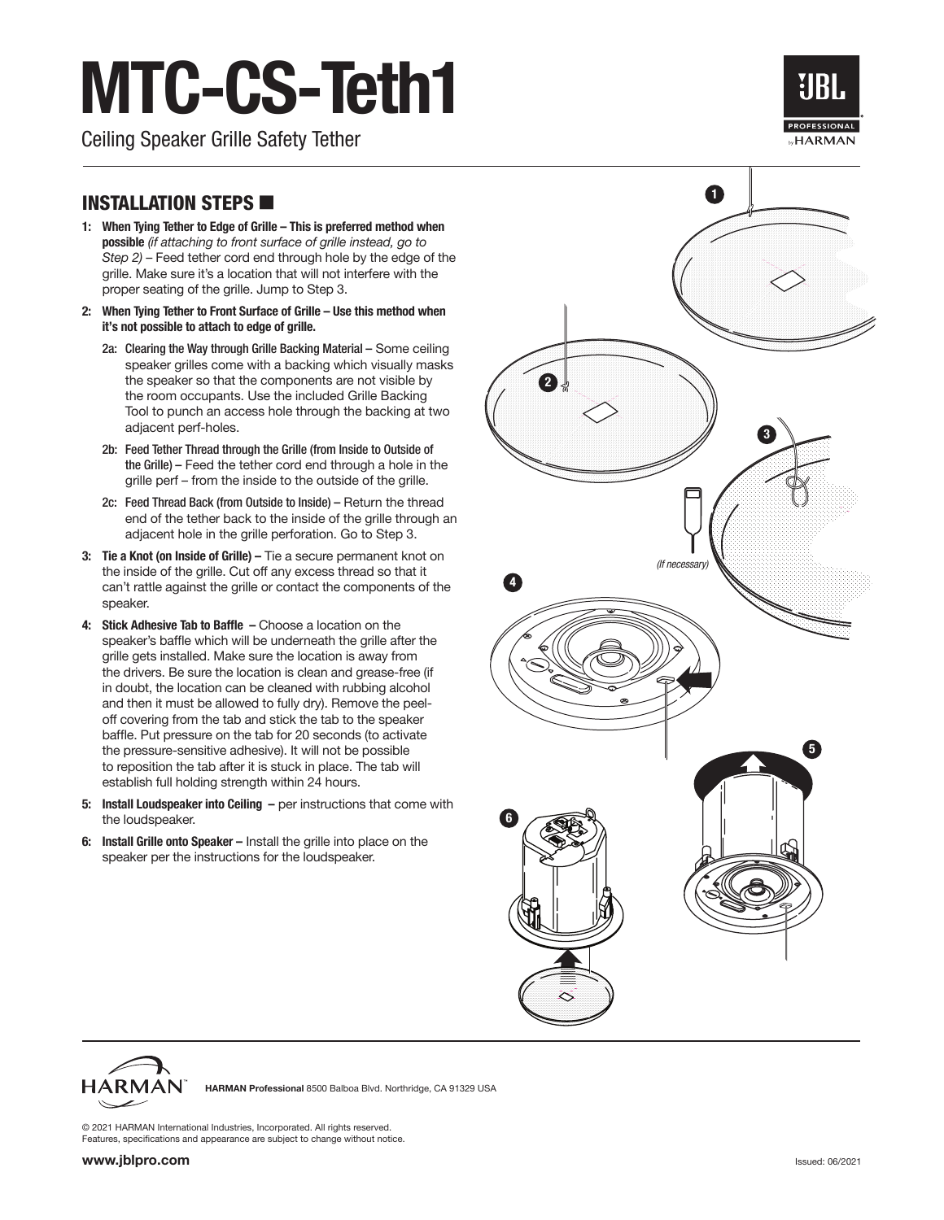# MTC-CS-Teth1

Ceiling Speaker Grille Safety Tether

## INSTALLATION STEPS

**1: When Tying Tether to Edge of Grille – This is preferred method when possible** *(if attaching to front surface of grille instead, go to Step 2)* – Feed tether cord end through hole by the edge of the grille. Make sure it's a location that will not interfere with the proper seating of the grille. Jump to Step 3.

**2: When Tying Tether to Front Surface of Grille – Use this method when it's not possible to attach to edge of grille.**

- **2a: Clearing the Way through Grille Backing Material –** Some ceiling speaker grilles come with a backing which visually masks the speaker so that the components are not visible by the room occupants. Use the included Grille Backing Tool to punch an access hole through the backing at two adjacent perf-holes.
- **2b: Feed Tether Thread through the Grille (from Inside to Outside of the Grille) –** Feed the tether cord end through a hole in the grille perf – from the inside to the outside of the grille.
- **2c: Feed Thread Back (from Outside to Inside) –** Return the thread end of the tether back to the inside of the grille through an adjacent hole in the grille perforation. Go to Step 3.

**3: Tie a Knot (on Inside of Grille) –** Tie a secure permanent knot on the inside of the grille. Cut off any excess thread so that it can't rattle against the grille or contact the components of the speaker.

**4: Stick Adhesive Tab to Baffle –** Choose a location on the speaker's baffle which will be underneath the grille after the grille gets installed. Make sure the location is away from the drivers. Be sure the location is clean and grease-free (if in doubt, the location can be cleaned with rubbing alcohol and then it must be allowed to fully dry). Remove the peel-off covering from the tab and stick the tab to the speaker baffle. Put pressure on the tab for 20 seconds (to activate the pressure-sensitive adhesive). It will not be possible to reposition the tab after it is stuck in place. The tab will establish full holding strength within 24 hours.

**5: Install Loudspeaker into Ceiling –** per instructions that come with the loudspeaker.

**6: Install Grille onto Speaker –** Install the grille into place on the speaker per the instructions for the loudspeaker.

1

2

3

*(If necessary)*

4

5

6

**HARMAN Professional** 8500 Balboa Blvd. Northridge, CA 91329 USA

© 2021 HARMAN International Industries, Incorporated. All rights reserved.
Features, specifications and appearance are subject to change without notice.

**www.jblpro.com**

Issued: 06/2021